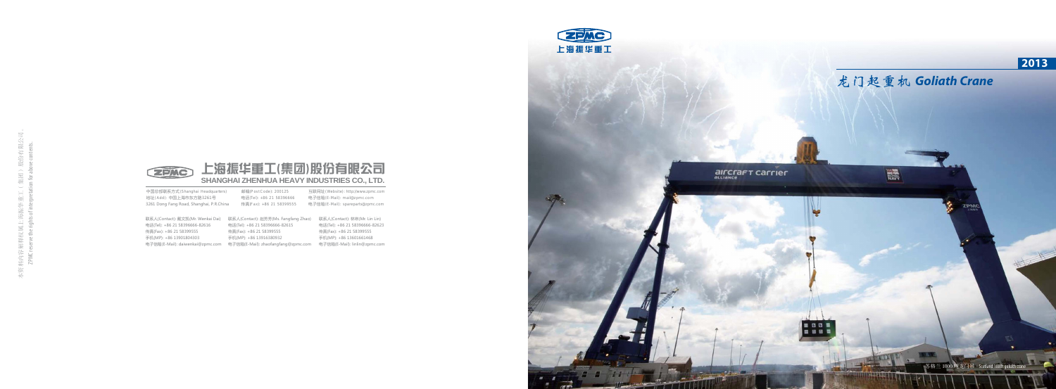本资料内容解释权归上海振华重工（集团）股份有限公司。
ZPMC reserve the rights of interpretation for above contents.

# 上海振华重工(集团)股份有限公司
## SHANGHAI ZHENHUA HEAVY INDUSTRIES CO., LTD.

中国总部联系方式(Shanghai Headquarters)
地址(Add): 中国上海市东方路3261号
3261 Dong Fang Road, Shanghai, P.R.China

邮编(Post Code): 200125
电话(Tel): +86 21 58396666
传真(Fax): +86 21 58399555

互联网址(Website): http://www.zpmc.com
电子信箱(E-Mail): mail@zpmc.com
电子信箱(E-Mail): spareparts@zpmc.com

联系人(Contact): 戴文凯(Mr. Wenkai Dai)
电话(Tel): +86 21 58396666-82616
传真(Fax): +86 21 58399555
手机(MP): +86 13901804303
电子信箱(E-Mail): daiwenkai@zpmc.com

联系人(Contact): 赵芳芳(Ms. Fangfang Zhao)
电话(Tel): +86 21 58396666-82615
传真(Fax): +86 21 58399555
手机(MP): +86 13916380932
电子信箱(E-Mail): zhaofangfang@zpmc.com

联系人(Contact): 林琳(Mr. Lin Lin)
电话(Tel): +86 21 58396666-82623
传真(Fax): +86 21 58399555
手机(MP): +86 13601661468
电子信箱(E-Mail): linlin@zpmc.com

上海振华重工

**2013**

# 龙门起重机 *Goliath Crane*

苏格兰 1000吨龙门吊 Scotland 1000t goliath crane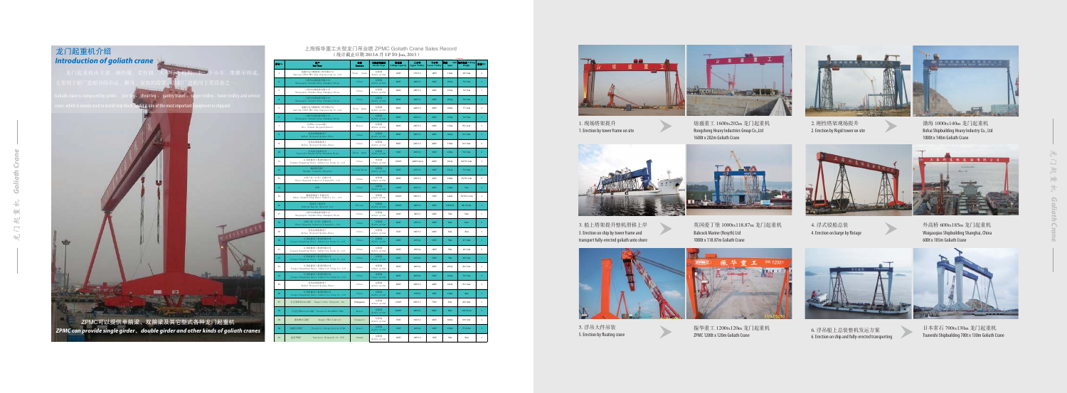## 龙门起重机介绍
### *Introduction of goliath crane*

龙门起重机由主梁、刚性腿、柔性腿、大车行走机构、上、下小车、维修吊构成，主要用于船厂造船分段吊运、翻身、安装的装卸工作，是船厂的主要设备之一。

Goliath crane is composed by girder, gentleg, shearleg, gantry travel, upper trolley, lower trolley and service crane which is mainly used to install ship blocks and it is one of the most important equipment in shipyard.

ZPMC可以提供单箱梁、双箱梁及其它型式各种龙门起重机
*ZPMC can provide single girder、double girder and other kinds of goliath cranes*

上海振华重工大型龙门吊业绩 ZPMC Goliath Crane Sales Record
（统计截止日期 2013.6 月 UP TO Jun, 2013）

1. 现场塔架提升
1. Erection by tower frame on site

荣盛重工 1600t x 202m 龙门起重机
Rongsheng Heavy Industries Group Co.,Ltd
1600t x 202m Goliath Crane

2. 刚性塔架现场提升
2. Erection by Rigid tower on site

渤海 1000t x 140m 龙门起重机
Bohai Shipbuilding Heavy Industry Co., Ltd
1000t x 140m Goliath Crane

3. 船上塔架提升整机滑移上岸
3. Erection on ship by tower frame and transport fully-erected goliath unto shore

英国爱丁堡 1000t x 118.87m 龙门起重机
Babcock Marine (Rosyth) Ltd
1000t x 118.87m Goliath Crane

4. 浮式驳船总装
4. Erection on barge by flotage

外高桥 600t x 185m 龙门起重机
Waigaoqiao Shipbuilding Shanghai, China
600t x 185m Goliath Crane

5. 浮吊大件吊装
5. Erection by floating crane

振华重工 1200t x 120m 龙门起重机
ZPMC 1200t x 120m Goliath Crane

6. 浮吊船上总装整机发运方案
6. Erection on ship and fully-erected transporting

日本常石 700t x 130m 龙门起重机
Tsuneishi Shipbuilding 700t x 130m Goliath Crane